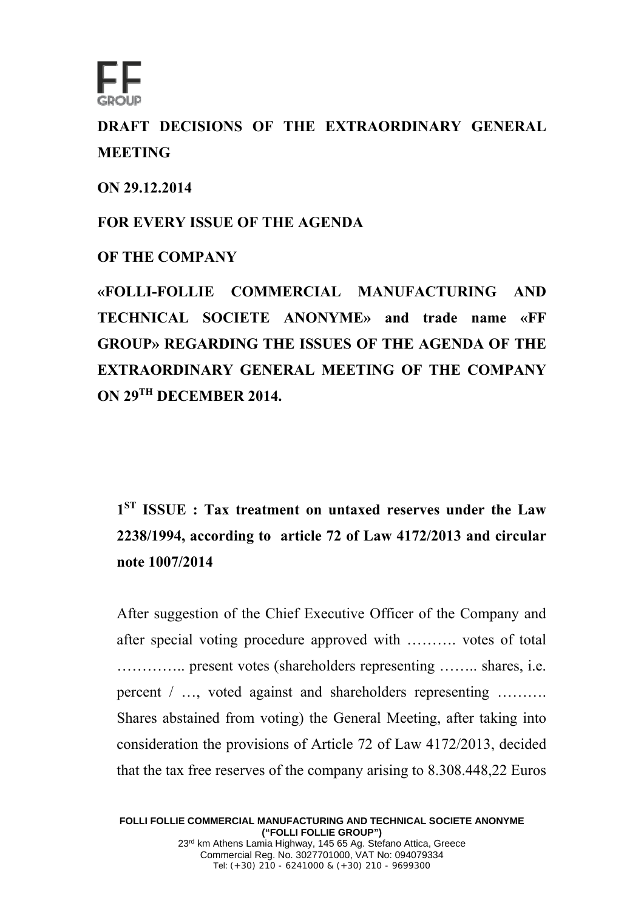FF GROUP

**DRAFT DECISIONS OF THE EXTRAORDINARY GENERAL MEETING**

**ON 29.12.2014**

**FOR EVERY ISSUE OF THE AGENDA**

**OF THE COMPANY**

**«FOLLI-FOLLIE COMMERCIAL MANUFACTURING AND TECHNICAL SOCIETE ANONYME» and trade name «FF GROUP» REGARDING THE ISSUES OF THE AGENDA OF THE EXTRAORDINARY GENERAL MEETING OF THE COMPANY ON 29$^{TH}$ DECEMBER 2014.**

**1$^{ST}$ ISSUE : Tax treatment on untaxed reserves under the Law 2238/1994, according to article 72 of Law 4172/2013 and circular note 1007/2014**

After suggestion of the Chief Executive Officer of the Company and after special voting procedure approved with ………. votes of total ………….. present votes (shareholders representing …….. shares, i.e. percent / …, voted against and shareholders representing ………. Shares abstained from voting) the General Meeting, after taking into consideration the provisions of Article 72 of Law 4172/2013, decided that the tax free reserves of the company arising to 8.308.448,22 Euros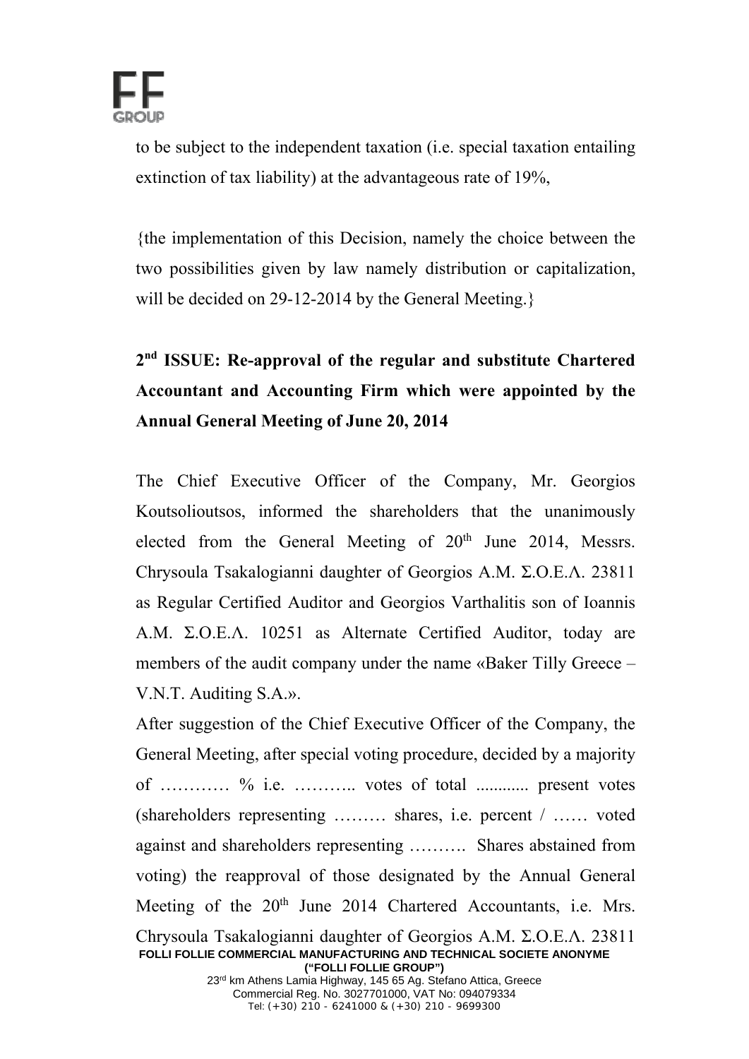to be subject to the independent taxation (i.e. special taxation entailing extinction of tax liability) at the advantageous rate of 19%,

{the implementation of this Decision, namely the choice between the two possibilities given by law namely distribution or capitalization, will be decided on 29-12-2014 by the General Meeting.}

**2nd ISSUE: Re-approval of the regular and substitute Chartered Accountant and Accounting Firm which were appointed by the Annual General Meeting of June 20, 2014**

The Chief Executive Officer of the Company, Mr. Georgios Koutsolioutsos, informed the shareholders that the unanimously elected from the General Meeting of 20th June 2014, Messrs. Chrysoula Tsakalogianni daughter of Georgios A.M. Σ.Ο.Ε.Λ. 23811 as Regular Certified Auditor and Georgios Varthalitis son of Ioannis A.M. Σ.Ο.Ε.Λ. 10251 as Alternate Certified Auditor, today are members of the audit company under the name «Baker Tilly Greece – V.N.T. Auditing S.A.».

After suggestion of the Chief Executive Officer of the Company, the General Meeting, after special voting procedure, decided by a majority of ………… % i.e. ……….. votes of total ............ present votes (shareholders representing ……… shares, i.e. percent / …… voted against and shareholders representing ………. Shares abstained from voting) the reapproval of those designated by the Annual General Meeting of the 20th June 2014 Chartered Accountants, i.e. Mrs. Chrysoula Tsakalogianni daughter of Georgios A.M. Σ.Ο.Ε.Λ. 23811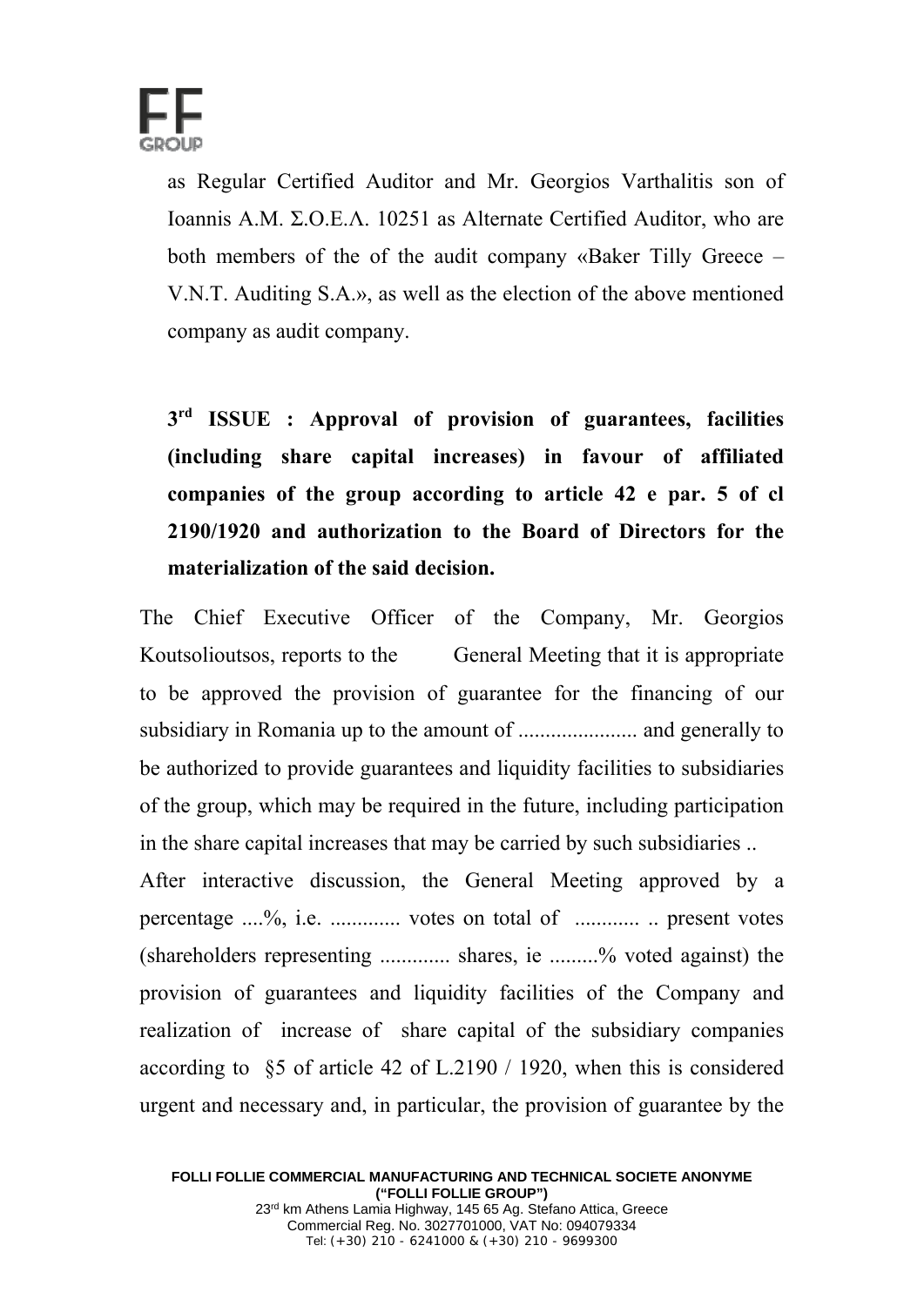as Regular Certified Auditor and Mr. Georgios Varthalitis son of Ioannis A.M. Σ.Ο.Ε.Λ. 10251 as Alternate Certified Auditor, who are both members of the of the audit company «Baker Tilly Greece – V.N.T. Auditing S.A.», as well as the election of the above mentioned company as audit company.

**3rd ISSUE : Approval of provision of guarantees, facilities (including share capital increases) in favour of affiliated companies of the group according to article 42 e par. 5 of cl 2190/1920 and authorization to the Board of Directors for the materialization of the said decision.**

The Chief Executive Officer of the Company, Mr. Georgios Koutsolioutsos, reports to the General Meeting that it is appropriate to be approved the provision of guarantee for the financing of our subsidiary in Romania up to the amount of ...................... and generally to be authorized to provide guarantees and liquidity facilities to subsidiaries of the group, which may be required in the future, including participation in the share capital increases that may be carried by such subsidiaries ..

After interactive discussion, the General Meeting approved by a percentage ....%, i.e. ............. votes on total of ............ .. present votes (shareholders representing ............. shares, ie .........% voted against) the provision of guarantees and liquidity facilities of the Company and realization of increase of share capital of the subsidiary companies according to §5 of article 42 of L.2190 / 1920, when this is considered urgent and necessary and, in particular, the provision of guarantee by the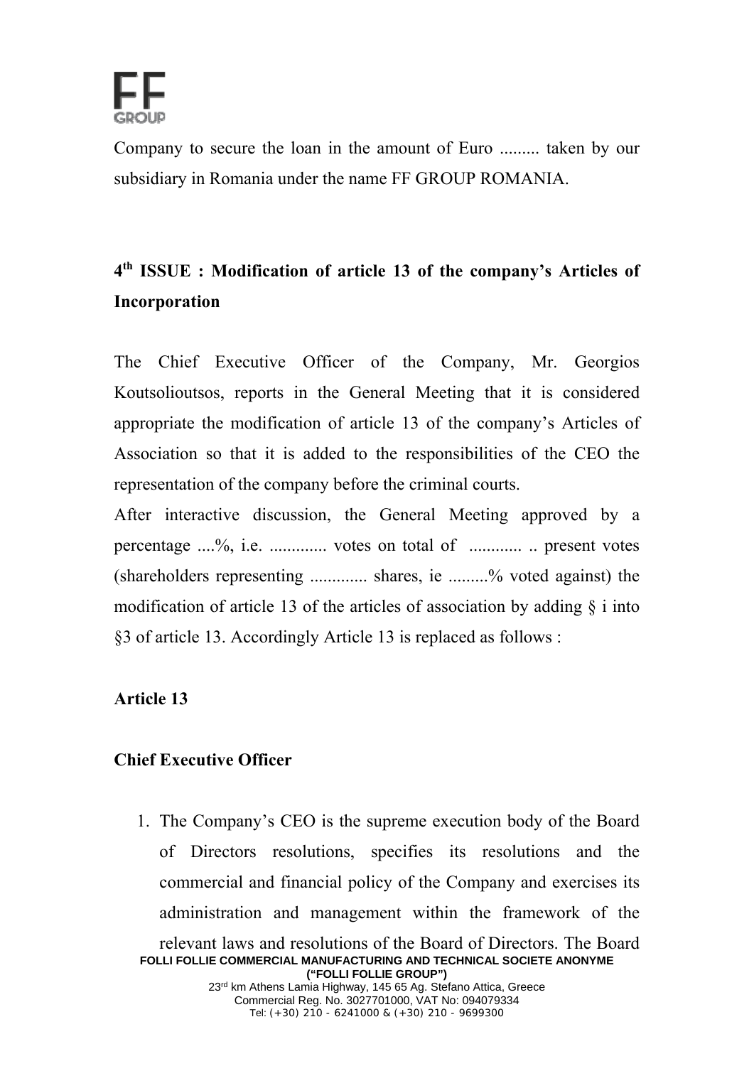Company to secure the loan in the amount of Euro ......... taken by our subsidiary in Romania under the name FF GROUP ROMANIA.

**4th ISSUE : Modification of article 13 of the company's Articles of Incorporation**

The Chief Executive Officer of the Company, Mr. Georgios Koutsolioutsos, reports in the General Meeting that it is considered appropriate the modification of article 13 of the company's Articles of Association so that it is added to the responsibilities of the CEO the representation of the company before the criminal courts.

After interactive discussion, the General Meeting approved by a percentage ....%, i.e. ............. votes on total of ............ .. present votes (shareholders representing ............. shares, ie .........% voted against) the modification of article 13 of the articles of association by adding § i into §3 of article 13. Accordingly Article 13 is replaced as follows :

**Article 13**

**Chief Executive Officer**

1. The Company's CEO is the supreme execution body of the Board of Directors resolutions, specifies its resolutions and the commercial and financial policy of the Company and exercises its administration and management within the framework of the relevant laws and resolutions of the Board of Directors. The Board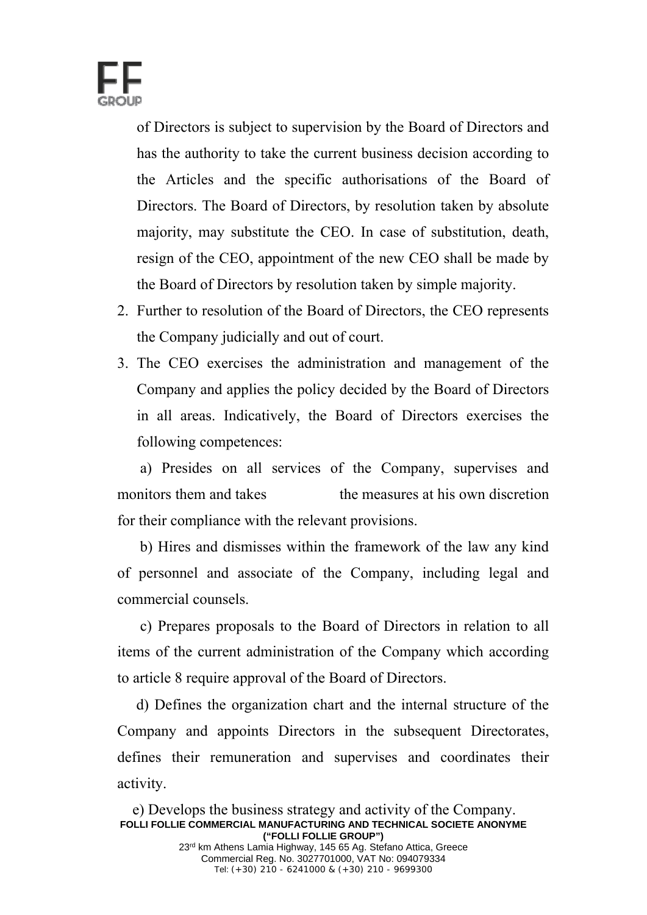of Directors is subject to supervision by the Board of Directors and has the authority to take the current business decision according to the Articles and the specific authorisations of the Board of Directors. The Board of Directors, by resolution taken by absolute majority, may substitute the CEO. In case of substitution, death, resign of the CEO, appointment of the new CEO shall be made by the Board of Directors by resolution taken by simple majority.

2. Further to resolution of the Board of Directors, the CEO represents the Company judicially and out of court.
3. The CEO exercises the administration and management of the Company and applies the policy decided by the Board of Directors in all areas. Indicatively, the Board of Directors exercises the following competences:

a) Presides on all services of the Company, supervises and monitors them and takes the measures at his own discretion for their compliance with the relevant provisions.

b) Hires and dismisses within the framework of the law any kind of personnel and associate of the Company, including legal and commercial counsels.

c) Prepares proposals to the Board of Directors in relation to all items of the current administration of the Company which according to article 8 require approval of the Board of Directors.

d) Defines the organization chart and the internal structure of the Company and appoints Directors in the subsequent Directorates, defines their remuneration and supervises and coordinates their activity.

e) Develops the business strategy and activity of the Company.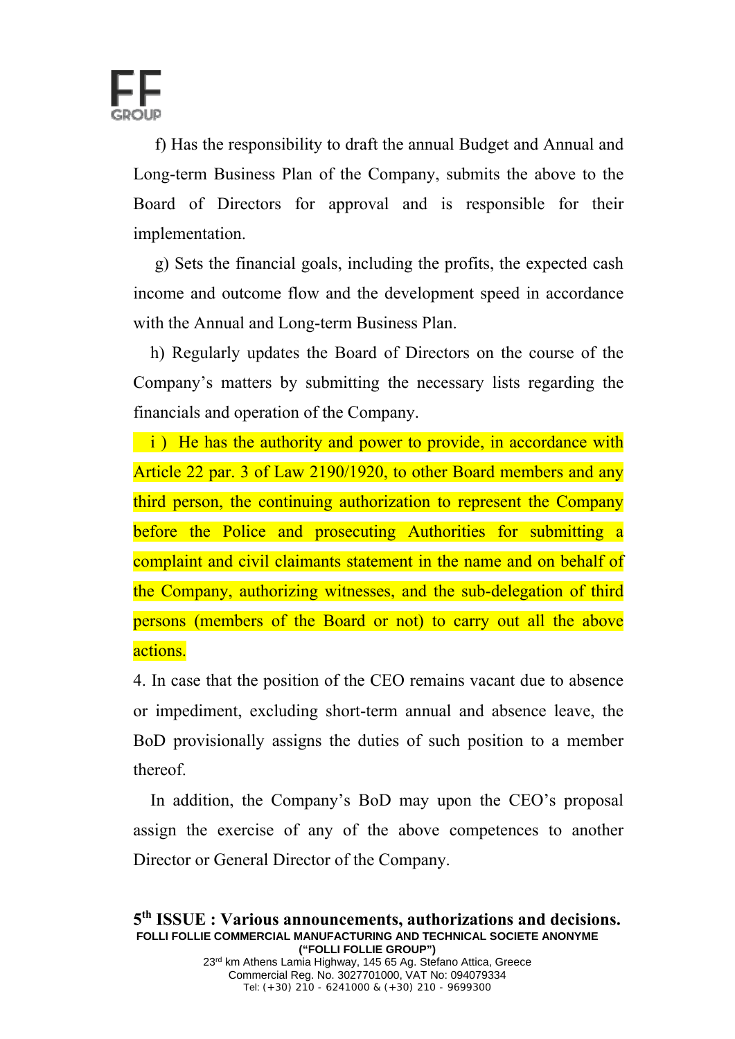f) Has the responsibility to draft the annual Budget and Annual and Long-term Business Plan of the Company, submits the above to the Board of Directors for approval and is responsible for their implementation.

g) Sets the financial goals, including the profits, the expected cash income and outcome flow and the development speed in accordance with the Annual and Long-term Business Plan.

h) Regularly updates the Board of Directors on the course of the Company's matters by submitting the necessary lists regarding the financials and operation of the Company.

i ) He has the authority and power to provide, in accordance with Article 22 par. 3 of Law 2190/1920, to other Board members and any third person, the continuing authorization to represent the Company before the Police and prosecuting Authorities for submitting a complaint and civil claimants statement in the name and on behalf of the Company, authorizing witnesses, and the sub-delegation of third persons (members of the Board or not) to carry out all the above actions.

4. In case that the position of the CEO remains vacant due to absence or impediment, excluding short-term annual and absence leave, the BoD provisionally assigns the duties of such position to a member thereof.

In addition, the Company's BoD may upon the CEO's proposal assign the exercise of any of the above competences to another Director or General Director of the Company.

**5th ISSUE : Various announcements, authorizations and decisions.**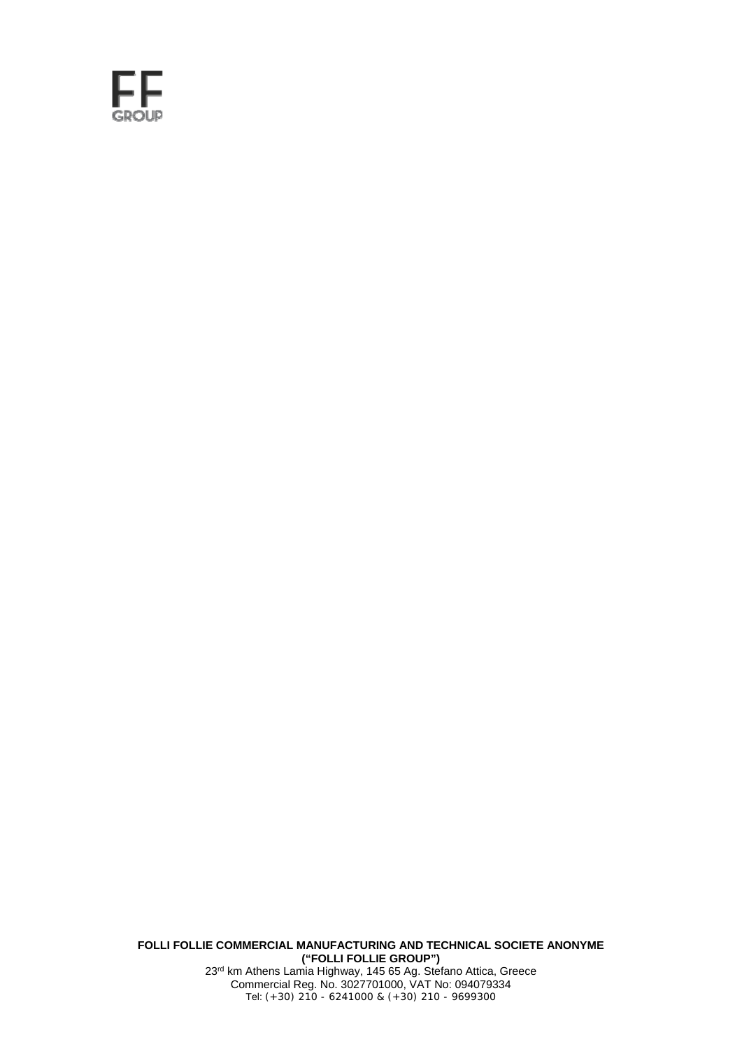FF
GROUP

**FOLLI FOLLIE COMMERCIAL MANUFACTURING AND TECHNICAL SOCIETE ANONYME**
**("FOLLI FOLLIE GROUP")**
23rd km Athens Lamia Highway, 145 65 Ag. Stefano Attica, Greece
Commercial Reg. No. 3027701000, VAT No: 094079334
Tel: (+30) 210 - 6241000 & (+30) 210 - 9699300